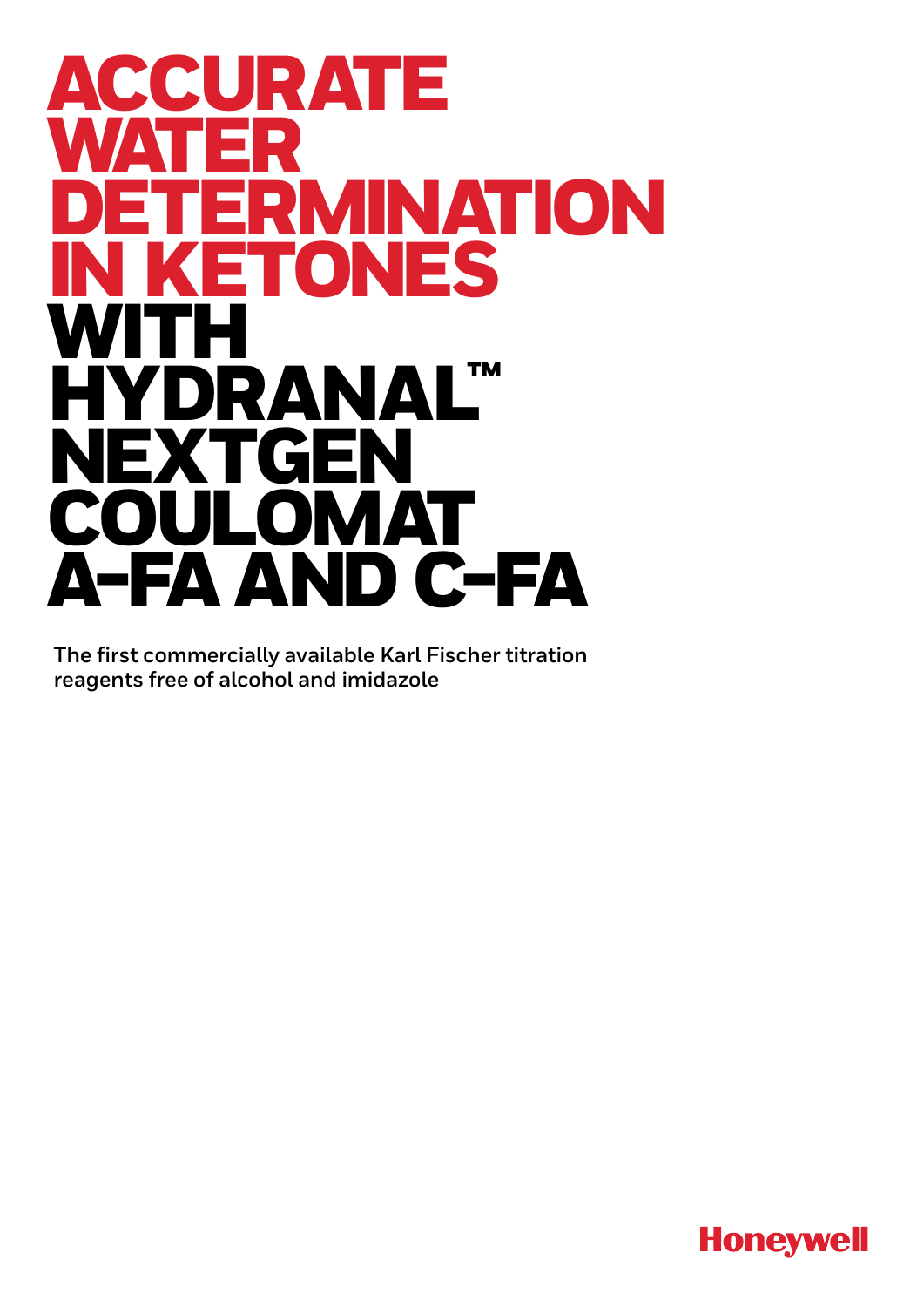# ACCURATE WATER DETERMINATION IN KETONES WITH HYDRANAL™ NEXTGEN COULOMAT A-FA AND C-FA

The first commercially available Karl Fischer titration reagents free of alcohol and imidazole

Honeywell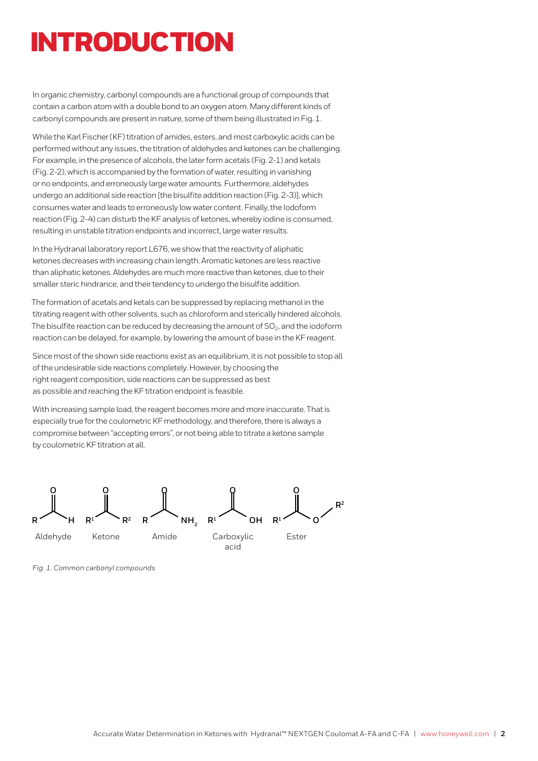# INTRODUCTION

In organic chemistry, carbonyl compounds are a functional group of compounds that contain a carbon atom with a double bond to an oxygen atom. Many different kinds of carbonyl compounds are present in nature, some of them being illustrated in Fig. 1.

While the Karl Fischer (KF) titration of amides, esters, and most carboxylic acids can be performed without any issues, the titration of aldehydes and ketones can be challenging. For example, in the presence of alcohols, the later form acetals (Fig. 2-1) and ketals (Fig. 2-2), which is accompanied by the formation of water, resulting in vanishing or no endpoints, and erroneously large water amounts. Furthermore, aldehydes undergo an additional side reaction [the bisulfite addition reaction (Fig. 2-3)], which consumes water and leads to erroneously low water content. Finally, the Iodoform reaction (Fig. 2-4) can disturb the KF analysis of ketones, whereby iodine is consumed, resulting in unstable titration endpoints and incorrect, large water results.

In the Hydranal laboratory report L676, we show that the reactivity of aliphatic ketones decreases with increasing chain length. Aromatic ketones are less reactive than aliphatic ketones. Aldehydes are much more reactive than ketones, due to their smaller steric hindrance, and their tendency to undergo the bisulfite addition.

The formation of acetals and ketals can be suppressed by replacing methanol in the titrating reagent with other solvents, such as chloroform and sterically hindered alcohols. The bisulfite reaction can be reduced by decreasing the amount of $SO_2$, and the iodoform reaction can be delayed, for example, by lowering the amount of base in the KF reagent.

Since most of the shown side reactions exist as an equilibrium, it is not possible to stop all of the undesirable side reactions completely. However, by choosing the right reagent composition, side reactions can be suppressed as best as possible and reaching the KF titration endpoint is feasible.

With increasing sample load, the reagent becomes more and more inaccurate. That is especially true for the coulometric KF methodology, and therefore, there is always a compromise between "accepting errors", or not being able to titrate a ketone sample by coulometric KF titration at all.

Aldehyde — Ketone — Amide — Carboxylic acid — Ester

*Fig. 1. Common carbonyl compounds*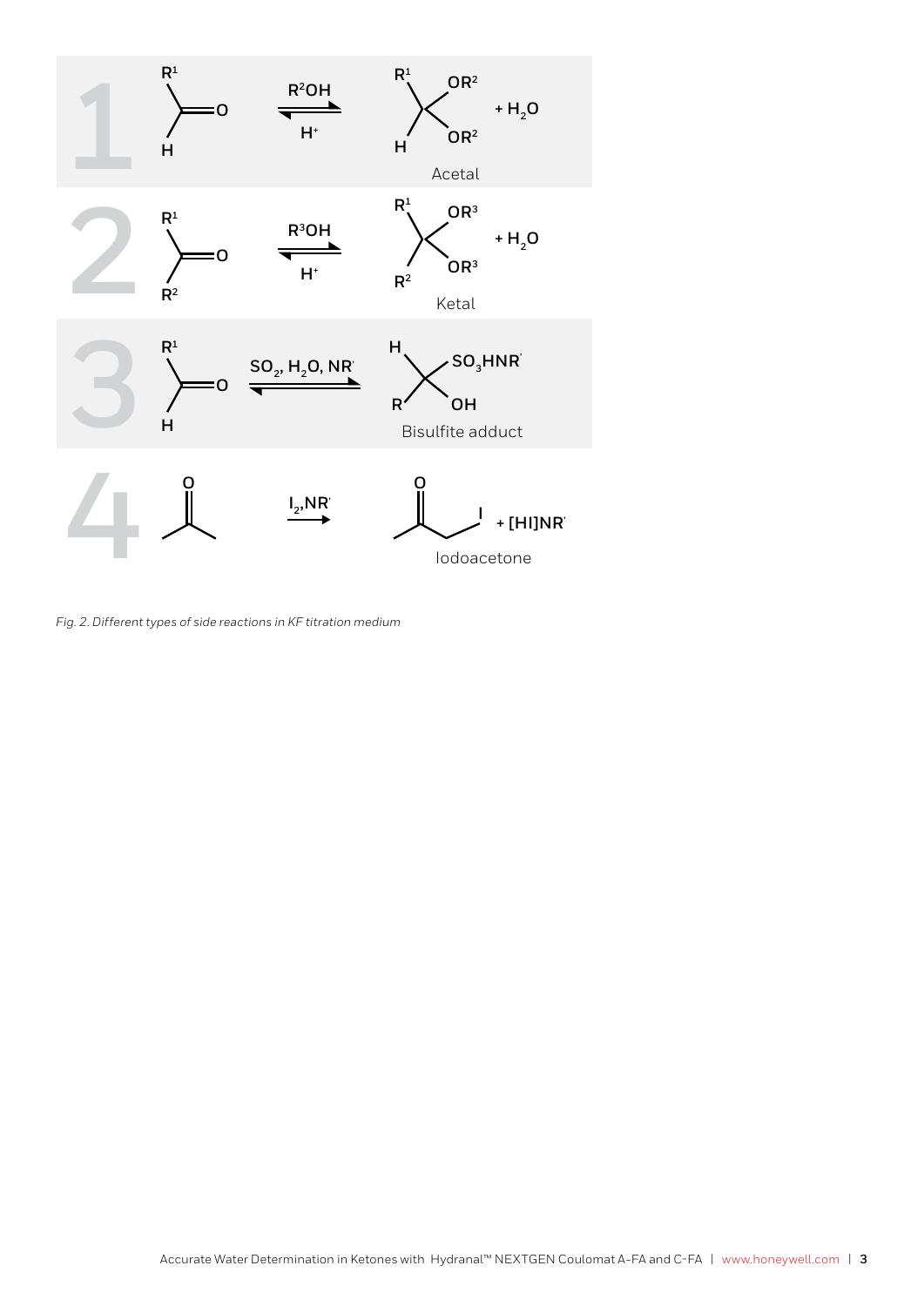Acetal

Ketal

Bisulfite adduct

Iodoacetone

*Fig. 2. Different types of side reactions in KF titration medium*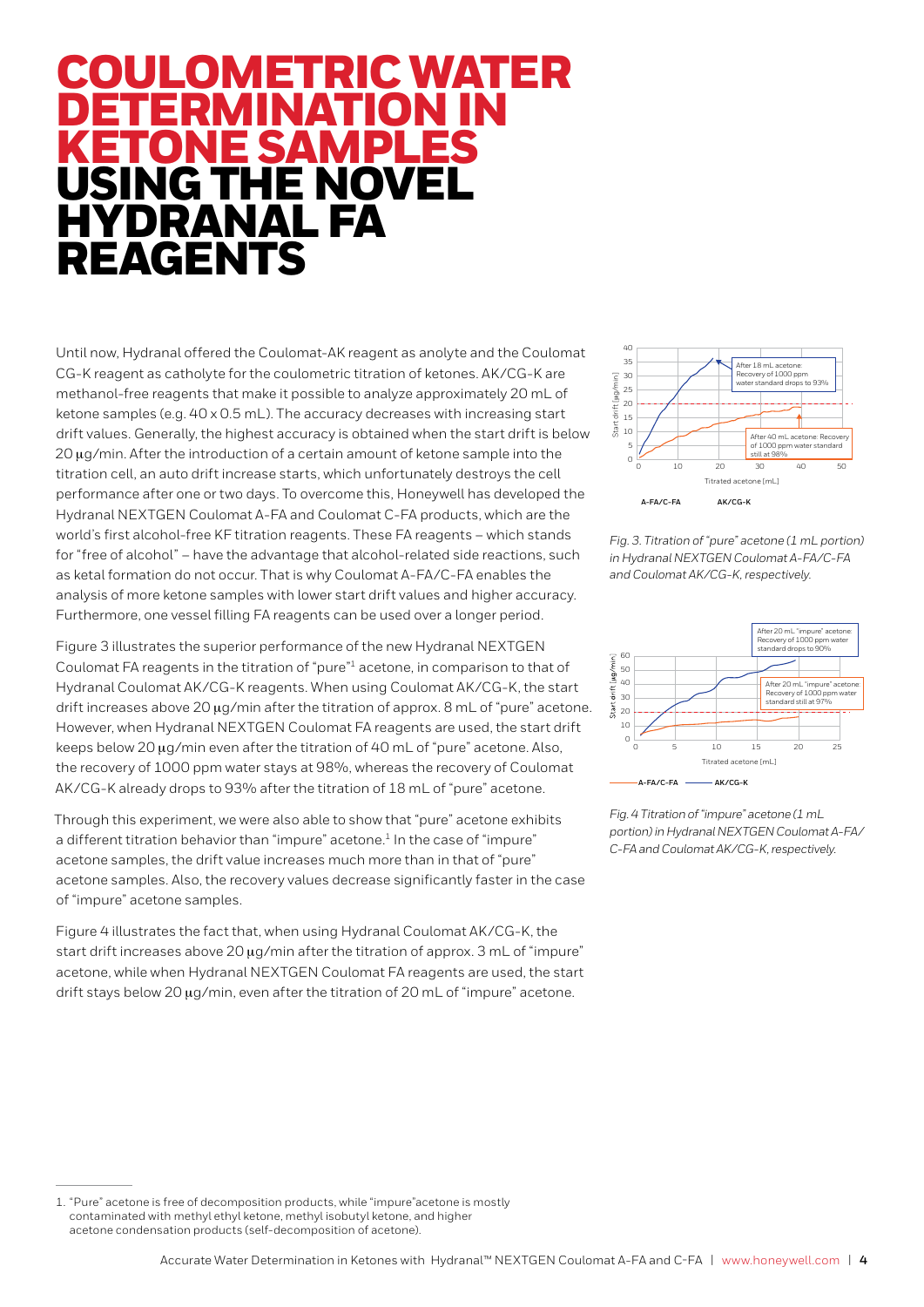# COULOMETRIC WATER DETERMINATION IN KETONE SAMPLES USING THE NOVEL HYDRANAL FA REAGENTS

Until now, Hydranal offered the Coulomat-AK reagent as anolyte and the Coulomat CG-K reagent as catholyte for the coulometric titration of ketones. AK/CG-K are methanol-free reagents that make it possible to analyze approximately 20 mL of ketone samples (e.g. 40 x 0.5 mL). The accuracy decreases with increasing start drift values. Generally, the highest accuracy is obtained when the start drift is below 20 µg/min. After the introduction of a certain amount of ketone sample into the titration cell, an auto drift increase starts, which unfortunately destroys the cell performance after one or two days. To overcome this, Honeywell has developed the Hydranal NEXTGEN Coulomat A-FA and Coulomat C-FA products, which are the world's first alcohol-free KF titration reagents. These FA reagents – which stands for "free of alcohol" – have the advantage that alcohol-related side reactions, such as ketal formation do not occur. That is why Coulomat A-FA/C-FA enables the analysis of more ketone samples with lower start drift values and higher accuracy. Furthermore, one vessel filling FA reagents can be used over a longer period.

Figure 3 illustrates the superior performance of the new Hydranal NEXTGEN Coulomat FA reagents in the titration of "pure"[1] acetone, in comparison to that of Hydranal Coulomat AK/CG-K reagents. When using Coulomat AK/CG-K, the start drift increases above 20 µg/min after the titration of approx. 8 mL of "pure" acetone. However, when Hydranal NEXTGEN Coulomat FA reagents are used, the start drift keeps below 20 µg/min even after the titration of 40 mL of "pure" acetone. Also, the recovery of 1000 ppm water stays at 98%, whereas the recovery of Coulomat AK/CG-K already drops to 93% after the titration of 18 mL of "pure" acetone.

Through this experiment, we were also able to show that "pure" acetone exhibits a different titration behavior than "impure" acetone.[1] In the case of "impure" acetone samples, the drift value increases much more than in that of "pure" acetone samples. Also, the recovery values decrease significantly faster in the case of "impure" acetone samples.

Figure 4 illustrates the fact that, when using Hydranal Coulomat AK/CG-K, the start drift increases above 20 µg/min after the titration of approx. 3 mL of "impure" acetone, while when Hydranal NEXTGEN Coulomat FA reagents are used, the start drift stays below 20 µg/min, even after the titration of 20 mL of "impure" acetone.

*Fig. 3. Titration of "pure" acetone (1 mL portion) in Hydranal NEXTGEN Coulomat A-FA/C-FA and Coulomat AK/CG-K, respectively.*

*Fig. 4 Titration of "impure" acetone (1 mL portion) in Hydranal NEXTGEN Coulomat A-FA/C-FA and Coulomat AK/CG-K, respectively.*

---

1. "Pure" acetone is free of decomposition products, while "impure"acetone is mostly contaminated with methyl ethyl ketone, methyl isobutyl ketone, and higher acetone condensation products (self-decomposition of acetone).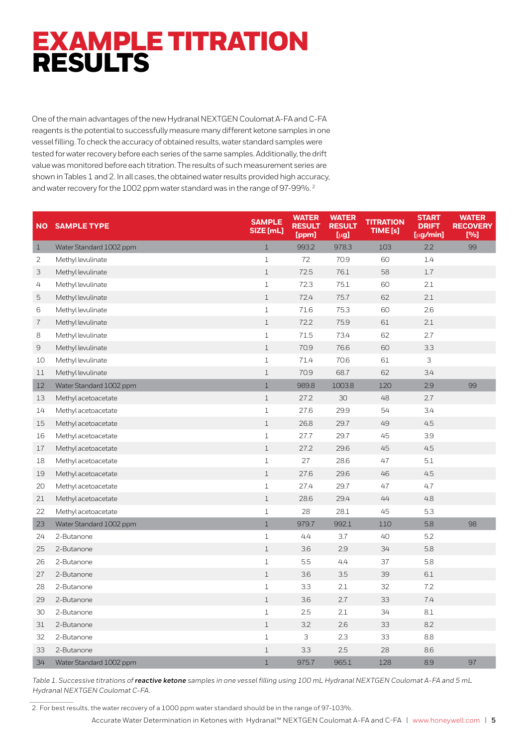# EXAMPLE TITRATION RESULTS

One of the main advantages of the new Hydranal NEXTGEN Coulomat A-FA and C-FA reagents is the potential to successfully measure many different ketone samples in one vessel filling. To check the accuracy of obtained results, water standard samples were tested for water recovery before each series of the same samples. Additionally, the drift value was monitored before each titration. The results of such measurement series are shown in Tables 1 and 2. In all cases, the obtained water results provided high accuracy, and water recovery for the 1002 ppm water standard was in the range of 97-99%.[2]

| NO | SAMPLE TYPE | SAMPLE SIZE [mL] | WATER RESULT [ppm] | WATER RESULT [µg] | TITRATION TIME [s] | START DRIFT [µg/min] | WATER RECOVERY [%] |
|---|---|---|---|---|---|---|---|
| 1 | Water Standard 1002 ppm | 1 | 993.2 | 978.3 | 103 | 2.2 | 99 |
| 2 | Methyl levulinate | 1 | 72 | 70.9 | 60 | 1.4 | |
| 3 | Methyl levulinate | 1 | 72.5 | 76.1 | 58 | 1.7 | |
| 4 | Methyl levulinate | 1 | 72.3 | 75.1 | 60 | 2.1 | |
| 5 | Methyl levulinate | 1 | 72.4 | 75.7 | 62 | 2.1 | |
| 6 | Methyl levulinate | 1 | 71.6 | 75.3 | 60 | 2.6 | |
| 7 | Methyl levulinate | 1 | 72.2 | 75.9 | 61 | 2.1 | |
| 8 | Methyl levulinate | 1 | 71.5 | 73.4 | 62 | 2.7 | |
| 9 | Methyl levulinate | 1 | 70.9 | 76.6 | 60 | 3.3 | |
| 10 | Methyl levulinate | 1 | 71.4 | 70.6 | 61 | 3 | |
| 11 | Methyl levulinate | 1 | 70.9 | 68.7 | 62 | 3.4 | |
| 12 | Water Standard 1002 ppm | 1 | 989.8 | 1003.8 | 120 | 2.9 | 99 |
| 13 | Methyl acetoacetate | 1 | 27.2 | 30 | 48 | 2.7 | |
| 14 | Methyl acetoacetate | 1 | 27.6 | 29.9 | 54 | 3.4 | |
| 15 | Methyl acetoacetate | 1 | 26.8 | 29.7 | 49 | 4.5 | |
| 16 | Methyl acetoacetate | 1 | 27.7 | 29.7 | 45 | 3.9 | |
| 17 | Methyl acetoacetate | 1 | 27.2 | 29.6 | 45 | 4.5 | |
| 18 | Methyl acetoacetate | 1 | 27 | 28.6 | 47 | 5.1 | |
| 19 | Methyl acetoacetate | 1 | 27.6 | 29.6 | 46 | 4.5 | |
| 20 | Methyl acetoacetate | 1 | 27.4 | 29.7 | 47 | 4.7 | |
| 21 | Methyl acetoacetate | 1 | 28.6 | 29.4 | 44 | 4.8 | |
| 22 | Methyl acetoacetate | 1 | 28 | 28.1 | 45 | 5.3 | |
| 23 | Water Standard 1002 ppm | 1 | 979.7 | 992.1 | 110 | 5.8 | 98 |
| 24 | 2-Butanone | 1 | 4.4 | 3.7 | 40 | 5.2 | |
| 25 | 2-Butanone | 1 | 3.6 | 2.9 | 34 | 5.8 | |
| 26 | 2-Butanone | 1 | 5.5 | 4.4 | 37 | 5.8 | |
| 27 | 2-Butanone | 1 | 3.6 | 3.5 | 39 | 6.1 | |
| 28 | 2-Butanone | 1 | 3.3 | 2.1 | 32 | 7.2 | |
| 29 | 2-Butanone | 1 | 3.6 | 2.7 | 33 | 7.4 | |
| 30 | 2-Butanone | 1 | 2.5 | 2.1 | 34 | 8.1 | |
| 31 | 2-Butanone | 1 | 3.2 | 2.6 | 33 | 8.2 | |
| 32 | 2-Butanone | 1 | 3 | 2.3 | 33 | 8.8 | |
| 33 | 2-Butanone | 1 | 3.3 | 2.5 | 28 | 8.6 | |
| 34 | Water Standard 1002 ppm | 1 | 975.7 | 965.1 | 128 | 8.9 | 97 |

*Table 1. Successive titrations of* ***reactive ketone*** *samples in one vessel filling using 100 mL Hydranal NEXTGEN Coulomat A-FA and 5 mL Hydranal NEXTGEN Coulomat C-FA.*

2. For best results, the water recovery of a 1000 ppm water standard should be in the range of 97-103%.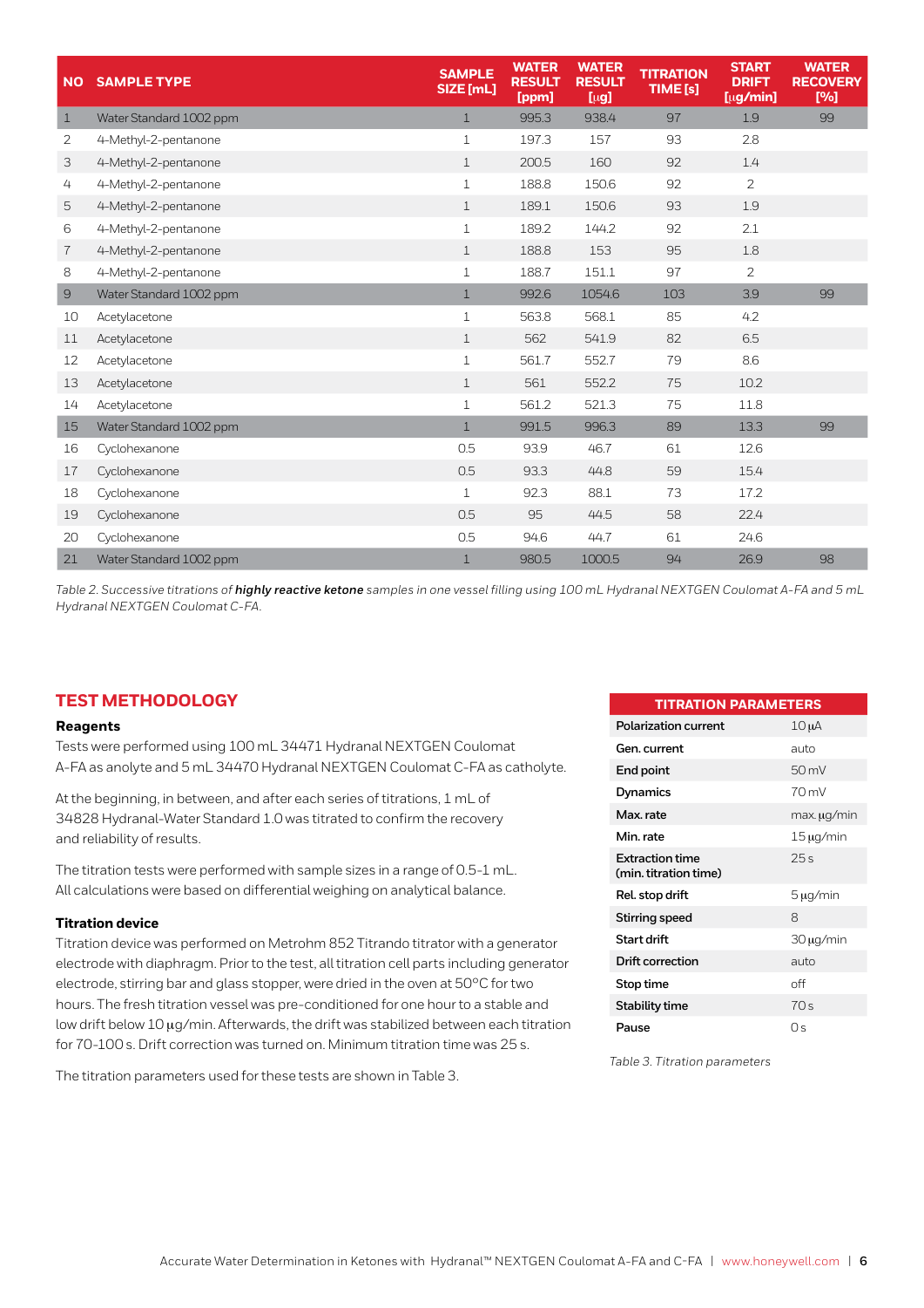| NO | SAMPLE TYPE | SAMPLE SIZE [mL] | WATER RESULT [ppm] | WATER RESULT [µg] | TITRATION TIME [s] | START DRIFT [µg/min] | WATER RECOVERY [%] |
|---|---|---|---|---|---|---|---|
| 1 | Water Standard 1002 ppm | 1 | 995.3 | 938.4 | 97 | 1.9 | 99 |
| 2 | 4-Methyl-2-pentanone | 1 | 197.3 | 157 | 93 | 2.8 | |
| 3 | 4-Methyl-2-pentanone | 1 | 200.5 | 160 | 92 | 1.4 | |
| 4 | 4-Methyl-2-pentanone | 1 | 188.8 | 150.6 | 92 | 2 | |
| 5 | 4-Methyl-2-pentanone | 1 | 189.1 | 150.6 | 93 | 1.9 | |
| 6 | 4-Methyl-2-pentanone | 1 | 189.2 | 144.2 | 92 | 2.1 | |
| 7 | 4-Methyl-2-pentanone | 1 | 188.8 | 153 | 95 | 1.8 | |
| 8 | 4-Methyl-2-pentanone | 1 | 188.7 | 151.1 | 97 | 2 | |
| 9 | Water Standard 1002 ppm | 1 | 992.6 | 1054.6 | 103 | 3.9 | 99 |
| 10 | Acetylacetone | 1 | 563.8 | 568.1 | 85 | 4.2 | |
| 11 | Acetylacetone | 1 | 562 | 541.9 | 82 | 6.5 | |
| 12 | Acetylacetone | 1 | 561.7 | 552.7 | 79 | 8.6 | |
| 13 | Acetylacetone | 1 | 561 | 552.2 | 75 | 10.2 | |
| 14 | Acetylacetone | 1 | 561.2 | 521.3 | 75 | 11.8 | |
| 15 | Water Standard 1002 ppm | 1 | 991.5 | 996.3 | 89 | 13.3 | 99 |
| 16 | Cyclohexanone | 0.5 | 93.9 | 46.7 | 61 | 12.6 | |
| 17 | Cyclohexanone | 0.5 | 93.3 | 44.8 | 59 | 15.4 | |
| 18 | Cyclohexanone | 1 | 92.3 | 88.1 | 73 | 17.2 | |
| 19 | Cyclohexanone | 0.5 | 95 | 44.5 | 58 | 22.4 | |
| 20 | Cyclohexanone | 0.5 | 94.6 | 44.7 | 61 | 24.6 | |
| 21 | Water Standard 1002 ppm | 1 | 980.5 | 1000.5 | 94 | 26.9 | 98 |

*Table 2. Successive titrations of **highly reactive ketone** samples in one vessel filling using 100 mL Hydranal NEXTGEN Coulomat A-FA and 5 mL Hydranal NEXTGEN Coulomat C-FA.*

## TEST METHODOLOGY

### Reagents

Tests were performed using 100 mL 34471 Hydranal NEXTGEN Coulomat A-FA as analyte and 5 mL 34470 Hydranal NEXTGEN Coulomat C-FA as catholyte.

At the beginning, in between, and after each series of titrations, 1 mL of 34828 Hydranal-Water Standard 1.0 was titrated to confirm the recovery and reliability of results.

The titration tests were performed with sample sizes in a range of 0.5-1 mL. All calculations were based on differential weighing on analytical balance.

### Titration device

Titration device was performed on Metrohm 852 Titrando titrator with a generator electrode with diaphragm. Prior to the test, all titration cell parts including generator electrode, stirring bar and glass stopper, were dried in the oven at 50°C for two hours. The fresh titration vessel was pre-conditioned for one hour to a stable and low drift below 10 µg/min. Afterwards, the drift was stabilized between each titration for 70-100 s. Drift correction was turned on. Minimum titration time was 25 s.

The titration parameters used for these tests are shown in Table 3.

| TITRATION PARAMETERS | |
|---|---|
| Polarization current | 10 µA |
| Gen. current | auto |
| End point | 50 mV |
| Dynamics | 70 mV |
| Max. rate | max. µg/min |
| Min. rate | 15 µg/min |
| Extraction time (min. titration time) | 25 s |
| Rel. stop drift | 5 µg/min |
| Stirring speed | 8 |
| Start drift | 30 µg/min |
| Drift correction | auto |
| Stop time | off |
| Stability time | 70 s |
| Pause | 0 s |

*Table 3. Titration parameters*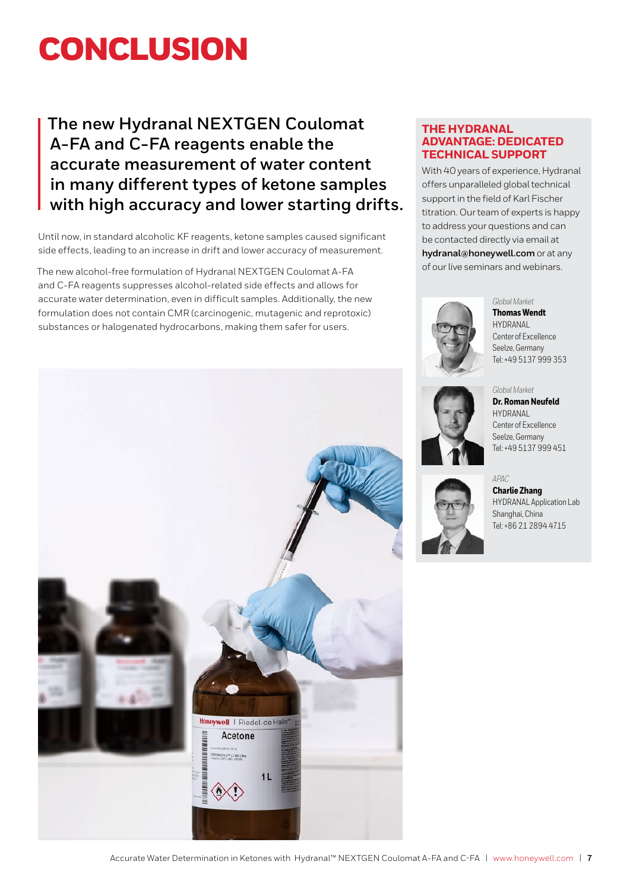# CONCLUSION

**The new Hydranal NEXTGEN Coulomat A-FA and C-FA reagents enable the accurate measurement of water content in many different types of ketone samples with high accuracy and lower starting drifts.**

Until now, in standard alcoholic KF reagents, ketone samples caused significant side effects, leading to an increase in drift and lower accuracy of measurement.

The new alcohol-free formulation of Hydranal NEXTGEN Coulomat A-FA and C-FA reagents suppresses alcohol-related side effects and allows for accurate water determination, even in difficult samples. Additionally, the new formulation does not contain CMR (carcinogenic, mutagenic and reprotoxic) substances or halogenated hydrocarbons, making them safer for users.

## THE HYDRANAL ADVANTAGE: DEDICATED TECHNICAL SUPPORT

With 40 years of experience, Hydranal offers unparalleled global technical support in the field of Karl Fischer titration. Our team of experts is happy to address your questions and can be contacted directly via email at **hydranal@honeywell.com** or at any of our live seminars and webinars.

*Global Market*
**Thomas Wendt**
HYDRANAL
Center of Excellence
Seelze, Germany
Tel: +49 5137 999 353

*Global Market*
**Dr. Roman Neufeld**
HYDRANAL
Center of Excellence
Seelze, Germany
Tel: +49 5137 999 451

*APAC*
**Charlie Zhang**
HYDRANAL Application Lab
Shanghai, China
Tel: +86 21 2894 4715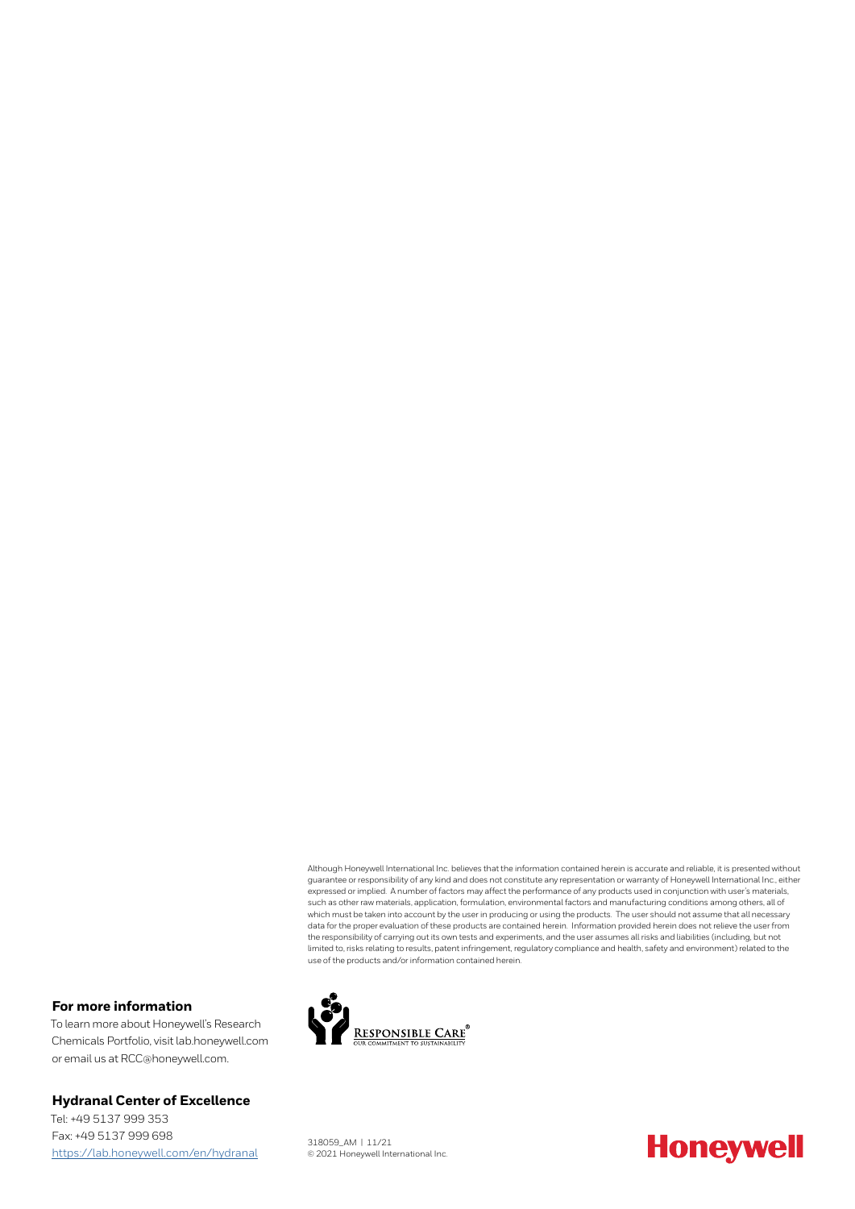Although Honeywell International Inc. believes that the information contained herein is accurate and reliable, it is presented without guarantee or responsibility of any kind and does not constitute any representation or warranty of Honeywell International Inc., either expressed or implied. A number of factors may affect the performance of any products used in conjunction with user's materials, such as other raw materials, application, formulation, environmental factors and manufacturing conditions among others, all of which must be taken into account by the user in producing or using the products. The user should not assume that all necessary data for the proper evaluation of these products are contained herein. Information provided herein does not relieve the user from the responsibility of carrying out its own tests and experiments, and the user assumes all risks and liabilities (including, but not limited to, risks relating to results, patent infringement, regulatory compliance and health, safety and environment) related to the use of the products and/or information contained herein.

### For more information

To learn more about Honeywell's Research Chemicals Portfolio, visit lab.honeywell.com or email us at RCC@honeywell.com.

Responsible Care®
Our commitment to sustainability

### Hydranal Center of Excellence

Tel: +49 5137 999 353
Fax: +49 5137 999 698
https://lab.honeywell.com/en/hydranal

318059_AM | 11/21
© 2021 Honeywell International Inc.

Honeywell